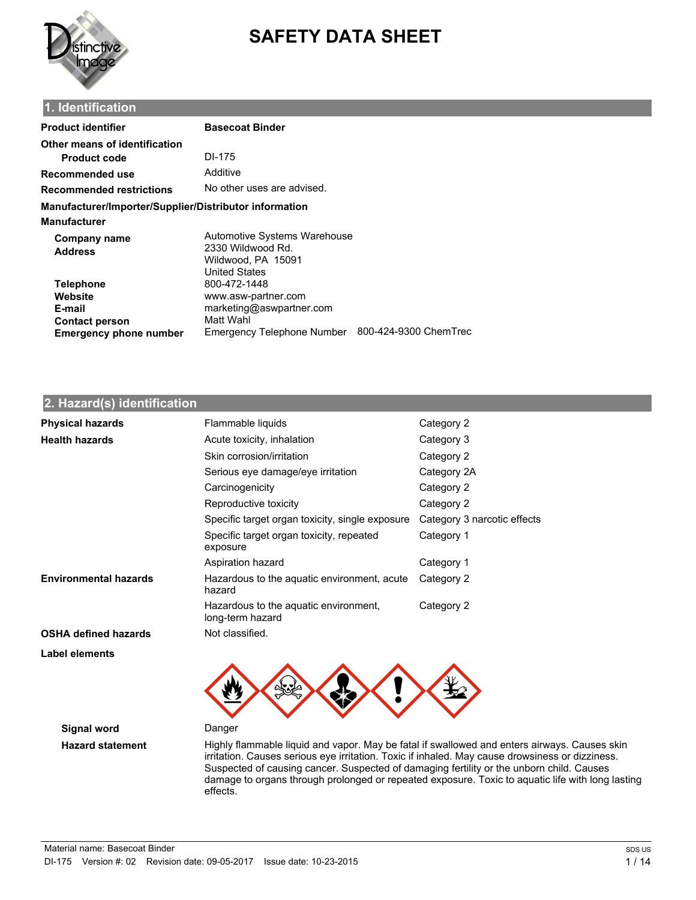# SAFETY DATA SHEET

## 1. Identification

| | |
|---|---|
| **Product identifier** | **Basecoat Binder** |
| **Other means of identification** | |
| **Product code** | DI-175 |
| **Recommended use** | Additive |
| **Recommended restrictions** | No other uses are advised. |

**Manufacturer/Importer/Supplier/Distributor information**

**Manufacturer**

| | |
|---|---|
| **Company name** | Automotive Systems Warehouse |
| **Address** | 2330 Wildwood Rd.<br>Wildwood, PA 15091<br>United States |
| **Telephone** | 800-472-1448 |
| **Website** | www.asw-partner.com |
| **E-mail** | marketing@aswpartner.com |
| **Contact person** | Matt Wahl |
| **Emergency phone number** | Emergency Telephone Number 800-424-9300 ChemTrec |

## 2. Hazard(s) identification

| | | |
|---|---|---|
| **Physical hazards** | Flammable liquids | Category 2 |
| **Health hazards** | Acute toxicity, inhalation | Category 3 |
| | Skin corrosion/irritation | Category 2 |
| | Serious eye damage/eye irritation | Category 2A |
| | Carcinogenicity | Category 2 |
| | Reproductive toxicity | Category 2 |
| | Specific target organ toxicity, single exposure | Category 3 narcotic effects |
| | Specific target organ toxicity, repeated exposure | Category 1 |
| | Aspiration hazard | Category 1 |
| **Environmental hazards** | Hazardous to the aquatic environment, acute hazard | Category 2 |
| | Hazardous to the aquatic environment, long-term hazard | Category 2 |
| **OSHA defined hazards** | Not classified. | |

**Label elements**

**Signal word** Danger

**Hazard statement** Highly flammable liquid and vapor. May be fatal if swallowed and enters airways. Causes skin irritation. Causes serious eye irritation. Toxic if inhaled. May cause drowsiness or dizziness. Suspected of causing cancer. Suspected of damaging fertility or the unborn child. Causes damage to organs through prolonged or repeated exposure. Toxic to aquatic life with long lasting effects.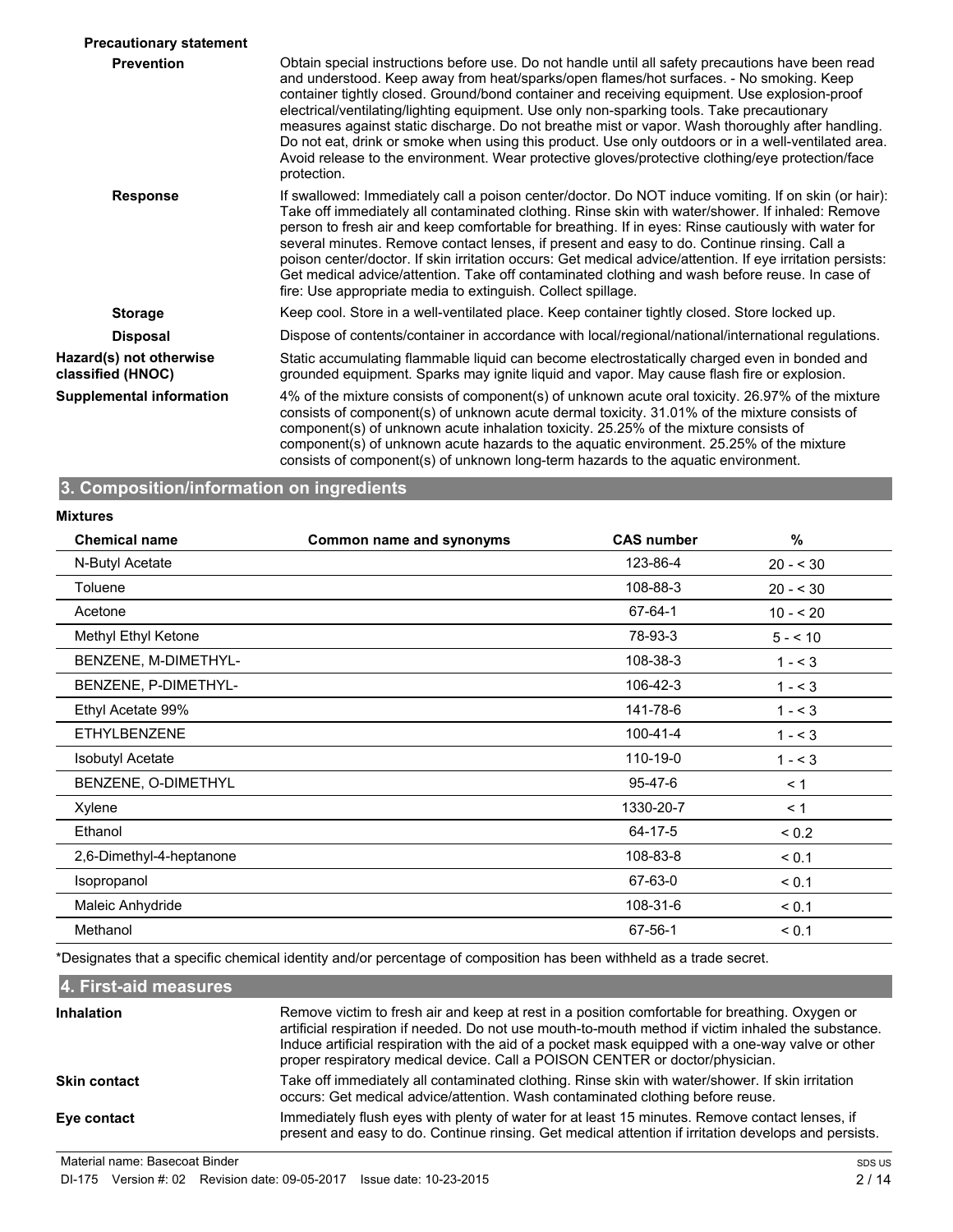**Precautionary statement**

**Prevention**

Obtain special instructions before use. Do not handle until all safety precautions have been read and understood. Keep away from heat/sparks/open flames/hot surfaces. - No smoking. Keep container tightly closed. Ground/bond container and receiving equipment. Use explosion-proof electrical/ventilating/lighting equipment. Use only non-sparking tools. Take precautionary measures against static discharge. Do not breathe mist or vapor. Wash thoroughly after handling. Do not eat, drink or smoke when using this product. Use only outdoors or in a well-ventilated area. Avoid release to the environment. Wear protective gloves/protective clothing/eye protection/face protection.

**Response**

If swallowed: Immediately call a poison center/doctor. Do NOT induce vomiting. If on skin (or hair): Take off immediately all contaminated clothing. Rinse skin with water/shower. If inhaled: Remove person to fresh air and keep comfortable for breathing. If in eyes: Rinse cautiously with water for several minutes. Remove contact lenses, if present and easy to do. Continue rinsing. Call a poison center/doctor. If skin irritation occurs: Get medical advice/attention. If eye irritation persists: Get medical advice/attention. Take off contaminated clothing and wash before reuse. In case of fire: Use appropriate media to extinguish. Collect spillage.

**Storage**

Keep cool. Store in a well-ventilated place. Keep container tightly closed. Store locked up.

**Disposal**

Dispose of contents/container in accordance with local/regional/national/international regulations.

**Hazard(s) not otherwise classified (HNOC)**

Static accumulating flammable liquid can become electrostatically charged even in bonded and grounded equipment. Sparks may ignite liquid and vapor. May cause flash fire or explosion.

**Supplemental information**

4% of the mixture consists of component(s) of unknown acute oral toxicity. 26.97% of the mixture consists of component(s) of unknown acute dermal toxicity. 31.01% of the mixture consists of component(s) of unknown acute inhalation toxicity. 25.25% of the mixture consists of component(s) of unknown acute hazards to the aquatic environment. 25.25% of the mixture consists of component(s) of unknown long-term hazards to the aquatic environment.

## 3. Composition/information on ingredients

**Mixtures**

| Chemical name | Common name and synonyms | CAS number | % |
|---|---|---|---|
| N-Butyl Acetate | | 123-86-4 | 20 - < 30 |
| Toluene | | 108-88-3 | 20 - < 30 |
| Acetone | | 67-64-1 | 10 - < 20 |
| Methyl Ethyl Ketone | | 78-93-3 | 5 - < 10 |
| BENZENE, M-DIMETHYL- | | 108-38-3 | 1 - < 3 |
| BENZENE, P-DIMETHYL- | | 106-42-3 | 1 - < 3 |
| Ethyl Acetate 99% | | 141-78-6 | 1 - < 3 |
| ETHYLBENZENE | | 100-41-4 | 1 - < 3 |
| Isobutyl Acetate | | 110-19-0 | 1 - < 3 |
| BENZENE, O-DIMETHYL | | 95-47-6 | < 1 |
| Xylene | | 1330-20-7 | < 1 |
| Ethanol | | 64-17-5 | < 0.2 |
| 2,6-Dimethyl-4-heptanone | | 108-83-8 | < 0.1 |
| Isopropanol | | 67-63-0 | < 0.1 |
| Maleic Anhydride | | 108-31-6 | < 0.1 |
| Methanol | | 67-56-1 | < 0.1 |

*Designates that a specific chemical identity and/or percentage of composition has been withheld as a trade secret.

## 4. First-aid measures

**Inhalation**

Remove victim to fresh air and keep at rest in a position comfortable for breathing. Oxygen or artificial respiration if needed. Do not use mouth-to-mouth method if victim inhaled the substance. Induce artificial respiration with the aid of a pocket mask equipped with a one-way valve or other proper respiratory medical device. Call a POISON CENTER or doctor/physician.

**Skin contact**

Take off immediately all contaminated clothing. Rinse skin with water/shower. If skin irritation occurs: Get medical advice/attention. Wash contaminated clothing before reuse.

**Eye contact**

Immediately flush eyes with plenty of water for at least 15 minutes. Remove contact lenses, if present and easy to do. Continue rinsing. Get medical attention if irritation develops and persists.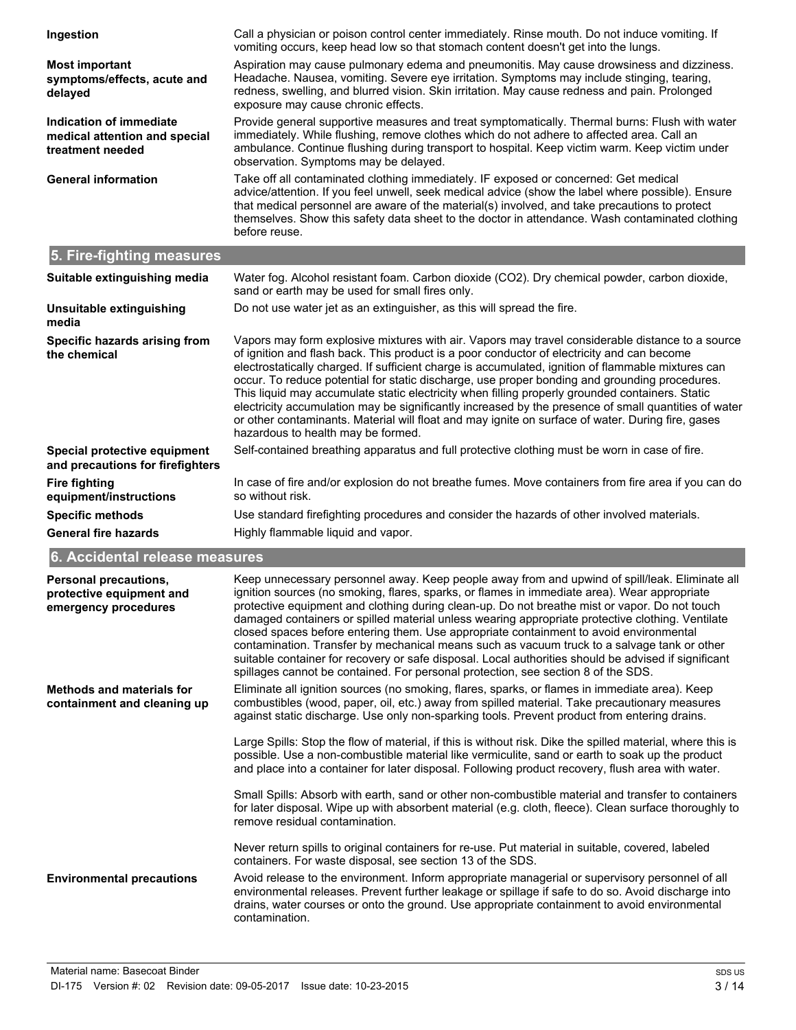**Ingestion**

Call a physician or poison control center immediately. Rinse mouth. Do not induce vomiting. If vomiting occurs, keep head low so that stomach content doesn't get into the lungs.

**Most important symptoms/effects, acute and delayed**

Aspiration may cause pulmonary edema and pneumonitis. May cause drowsiness and dizziness. Headache. Nausea, vomiting. Severe eye irritation. Symptoms may include stinging, tearing, redness, swelling, and blurred vision. Skin irritation. May cause redness and pain. Prolonged exposure may cause chronic effects.

**Indication of immediate medical attention and special treatment needed**

Provide general supportive measures and treat symptomatically. Thermal burns: Flush with water immediately. While flushing, remove clothes which do not adhere to affected area. Call an ambulance. Continue flushing during transport to hospital. Keep victim warm. Keep victim under observation. Symptoms may be delayed.

**General information**

Take off all contaminated clothing immediately. IF exposed or concerned: Get medical advice/attention. If you feel unwell, seek medical advice (show the label where possible). Ensure that medical personnel are aware of the material(s) involved, and take precautions to protect themselves. Show this safety data sheet to the doctor in attendance. Wash contaminated clothing before reuse.

## 5. Fire-fighting measures

**Suitable extinguishing media**

Water fog. Alcohol resistant foam. Carbon dioxide ($CO_2$). Dry chemical powder, carbon dioxide, sand or earth may be used for small fires only.

**Unsuitable extinguishing media**

Do not use water jet as an extinguisher, as this will spread the fire.

**Specific hazards arising from the chemical**

Vapors may form explosive mixtures with air. Vapors may travel considerable distance to a source of ignition and flash back. This product is a poor conductor of electricity and can become electrostatically charged. If sufficient charge is accumulated, ignition of flammable mixtures can occur. To reduce potential for static discharge, use proper bonding and grounding procedures. This liquid may accumulate static electricity when filling properly grounded containers. Static electricity accumulation may be significantly increased by the presence of small quantities of water or other contaminants. Material will float and may ignite on surface of water. During fire, gases hazardous to health may be formed.

**Special protective equipment and precautions for firefighters**

Self-contained breathing apparatus and full protective clothing must be worn in case of fire.

**Fire fighting equipment/instructions**

In case of fire and/or explosion do not breathe fumes. Move containers from fire area if you can do so without risk.

**Specific methods**

Use standard firefighting procedures and consider the hazards of other involved materials.

**General fire hazards**

Highly flammable liquid and vapor.

## 6. Accidental release measures

**Personal precautions, protective equipment and emergency procedures**

Keep unnecessary personnel away. Keep people away from and upwind of spill/leak. Eliminate all ignition sources (no smoking, flares, sparks, or flames in immediate area). Wear appropriate protective equipment and clothing during clean-up. Do not breathe mist or vapor. Do not touch damaged containers or spilled material unless wearing appropriate protective clothing. Ventilate closed spaces before entering them. Use appropriate containment to avoid environmental contamination. Transfer by mechanical means such as vacuum truck to a salvage tank or other suitable container for recovery or safe disposal. Local authorities should be advised if significant spillages cannot be contained. For personal protection, see section 8 of the SDS.

**Methods and materials for containment and cleaning up**

Eliminate all ignition sources (no smoking, flares, sparks, or flames in immediate area). Keep combustibles (wood, paper, oil, etc.) away from spilled material. Take precautionary measures against static discharge. Use only non-sparking tools. Prevent product from entering drains.

Large Spills: Stop the flow of material, if this is without risk. Dike the spilled material, where this is possible. Use a non-combustible material like vermiculite, sand or earth to soak up the product and place into a container for later disposal. Following product recovery, flush area with water.

Small Spills: Absorb with earth, sand or other non-combustible material and transfer to containers for later disposal. Wipe up with absorbent material (e.g. cloth, fleece). Clean surface thoroughly to remove residual contamination.

Never return spills to original containers for re-use. Put material in suitable, covered, labeled containers. For waste disposal, see section 13 of the SDS.

**Environmental precautions**

Avoid release to the environment. Inform appropriate managerial or supervisory personnel of all environmental releases. Prevent further leakage or spillage if safe to do so. Avoid discharge into drains, water courses or onto the ground. Use appropriate containment to avoid environmental contamination.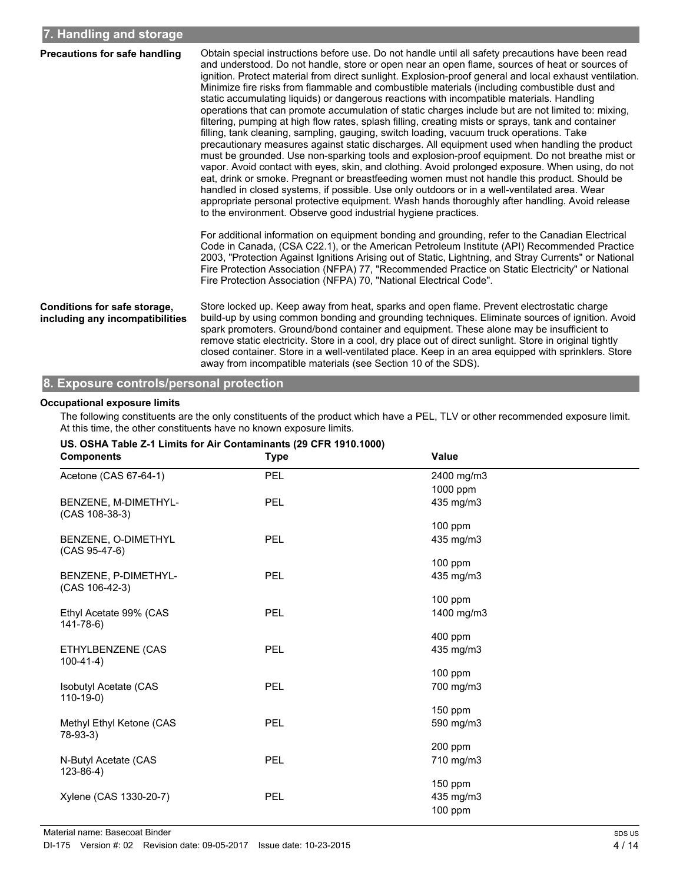## 7. Handling and storage

**Precautions for safe handling**

Obtain special instructions before use. Do not handle until all safety precautions have been read and understood. Do not handle, store or open near an open flame, sources of heat or sources of ignition. Protect material from direct sunlight. Explosion-proof general and local exhaust ventilation. Minimize fire risks from flammable and combustible materials (including combustible dust and static accumulating liquids) or dangerous reactions with incompatible materials. Handling operations that can promote accumulation of static charges include but are not limited to: mixing, filtering, pumping at high flow rates, splash filling, creating mists or sprays, tank and container filling, tank cleaning, sampling, gauging, switch loading, vacuum truck operations. Take precautionary measures against static discharges. All equipment used when handling the product must be grounded. Use non-sparking tools and explosion-proof equipment. Do not breathe mist or vapor. Avoid contact with eyes, skin, and clothing. Avoid prolonged exposure. When using, do not eat, drink or smoke. Pregnant or breastfeeding women must not handle this product. Should be handled in closed systems, if possible. Use only outdoors or in a well-ventilated area. Wear appropriate personal protective equipment. Wash hands thoroughly after handling. Avoid release to the environment. Observe good industrial hygiene practices.

For additional information on equipment bonding and grounding, refer to the Canadian Electrical Code in Canada, (CSA C22.1), or the American Petroleum Institute (API) Recommended Practice 2003, "Protection Against Ignitions Arising out of Static, Lightning, and Stray Currents" or National Fire Protection Association (NFPA) 77, "Recommended Practice on Static Electricity" or National Fire Protection Association (NFPA) 70, "National Electrical Code".

**Conditions for safe storage, including any incompatibilities**

Store locked up. Keep away from heat, sparks and open flame. Prevent electrostatic charge build-up by using common bonding and grounding techniques. Eliminate sources of ignition. Avoid spark promoters. Ground/bond container and equipment. These alone may be insufficient to remove static electricity. Store in a cool, dry place out of direct sunlight. Store in original tightly closed container. Store in a well-ventilated place. Keep in an area equipped with sprinklers. Store away from incompatible materials (see Section 10 of the SDS).

## 8. Exposure controls/personal protection

**Occupational exposure limits**

The following constituents are the only constituents of the product which have a PEL, TLV or other recommended exposure limit. At this time, the other constituents have no known exposure limits.

**US. OSHA Table Z-1 Limits for Air Contaminants (29 CFR 1910.1000)**

| Components | Type | Value |
|---|---|---|
| Acetone (CAS 67-64-1) | PEL | 2400 mg/m3 |
| | | 1000 ppm |
| BENZENE, M-DIMETHYL- (CAS 108-38-3) | PEL | 435 mg/m3 |
| | | 100 ppm |
| BENZENE, O-DIMETHYL (CAS 95-47-6) | PEL | 435 mg/m3 |
| | | 100 ppm |
| BENZENE, P-DIMETHYL- (CAS 106-42-3) | PEL | 435 mg/m3 |
| | | 100 ppm |
| Ethyl Acetate 99% (CAS 141-78-6) | PEL | 1400 mg/m3 |
| | | 400 ppm |
| ETHYLBENZENE (CAS 100-41-4) | PEL | 435 mg/m3 |
| | | 100 ppm |
| Isobutyl Acetate (CAS 110-19-0) | PEL | 700 mg/m3 |
| | | 150 ppm |
| Methyl Ethyl Ketone (CAS 78-93-3) | PEL | 590 mg/m3 |
| | | 200 ppm |
| N-Butyl Acetate (CAS 123-86-4) | PEL | 710 mg/m3 |
| | | 150 ppm |
| Xylene (CAS 1330-20-7) | PEL | 435 mg/m3 |
| | | 100 ppm |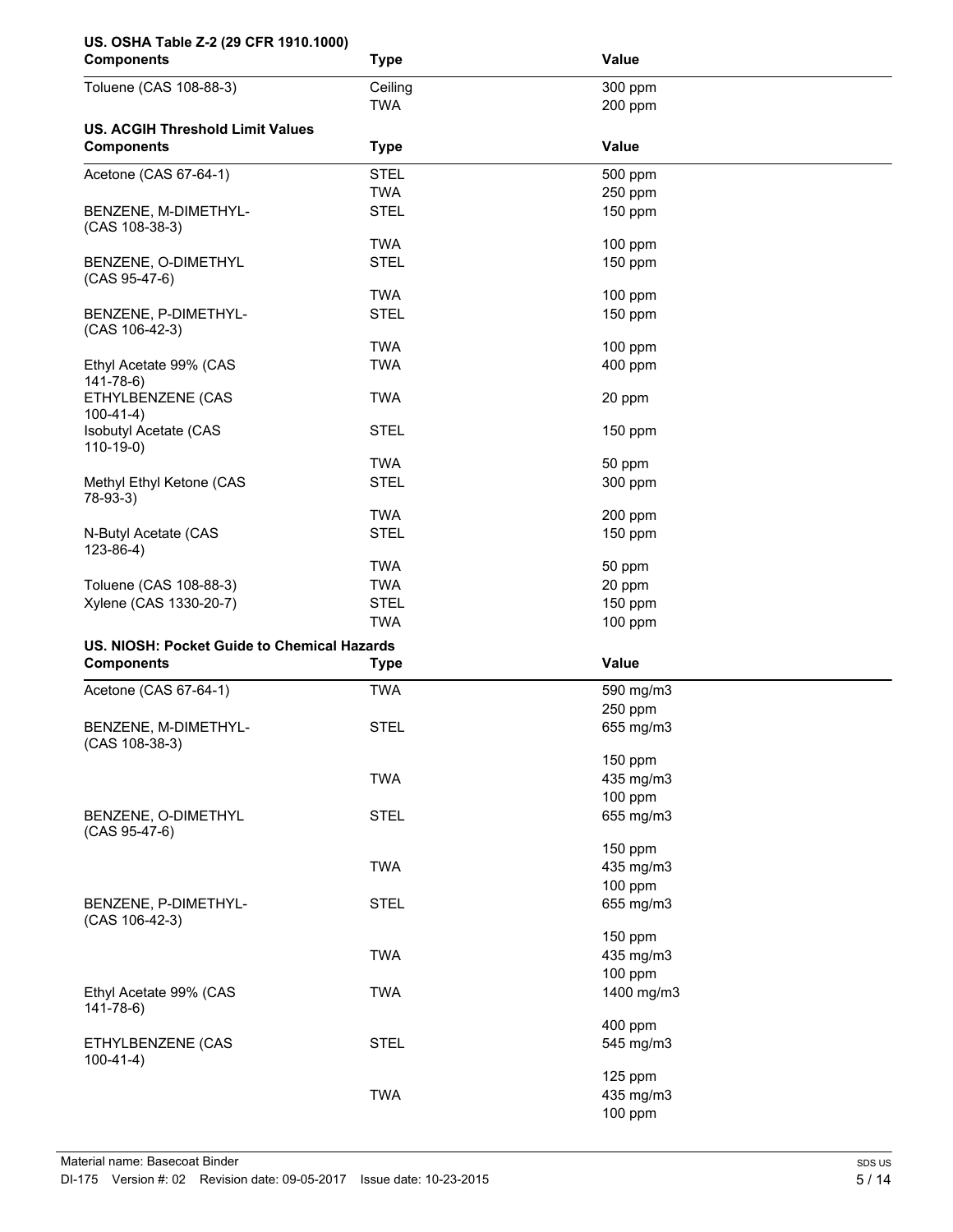**US. OSHA Table Z-2 (29 CFR 1910.1000)**

| Components | Type | Value |
|---|---|---|
| Toluene (CAS 108-88-3) | Ceiling | 300 ppm |
| | TWA | 200 ppm |

**US. ACGIH Threshold Limit Values**

| Components | Type | Value |
|---|---|---|
| Acetone (CAS 67-64-1) | STEL | 500 ppm |
| | TWA | 250 ppm |
| BENZENE, M-DIMETHYL- (CAS 108-38-3) | STEL | 150 ppm |
| | TWA | 100 ppm |
| BENZENE, O-DIMETHYL (CAS 95-47-6) | STEL | 150 ppm |
| | TWA | 100 ppm |
| BENZENE, P-DIMETHYL- (CAS 106-42-3) | STEL | 150 ppm |
| | TWA | 100 ppm |
| Ethyl Acetate 99% (CAS 141-78-6) | TWA | 400 ppm |
| ETHYLBENZENE (CAS 100-41-4) | TWA | 20 ppm |
| Isobutyl Acetate (CAS 110-19-0) | STEL | 150 ppm |
| | TWA | 50 ppm |
| Methyl Ethyl Ketone (CAS 78-93-3) | STEL | 300 ppm |
| | TWA | 200 ppm |
| N-Butyl Acetate (CAS 123-86-4) | STEL | 150 ppm |
| | TWA | 50 ppm |
| Toluene (CAS 108-88-3) | TWA | 20 ppm |
| Xylene (CAS 1330-20-7) | STEL | 150 ppm |
| | TWA | 100 ppm |

**US. NIOSH: Pocket Guide to Chemical Hazards**

| Components | Type | Value |
|---|---|---|
| Acetone (CAS 67-64-1) | TWA | 590 mg/m3 |
| | | 250 ppm |
| BENZENE, M-DIMETHYL- (CAS 108-38-3) | STEL | 655 mg/m3 |
| | | 150 ppm |
| | TWA | 435 mg/m3 |
| | | 100 ppm |
| BENZENE, O-DIMETHYL (CAS 95-47-6) | STEL | 655 mg/m3 |
| | | 150 ppm |
| | TWA | 435 mg/m3 |
| | | 100 ppm |
| BENZENE, P-DIMETHYL- (CAS 106-42-3) | STEL | 655 mg/m3 |
| | | 150 ppm |
| | TWA | 435 mg/m3 |
| | | 100 ppm |
| Ethyl Acetate 99% (CAS 141-78-6) | TWA | 1400 mg/m3 |
| | | 400 ppm |
| ETHYLBENZENE (CAS 100-41-4) | STEL | 545 mg/m3 |
| | | 125 ppm |
| | TWA | 435 mg/m3 |
| | | 100 ppm |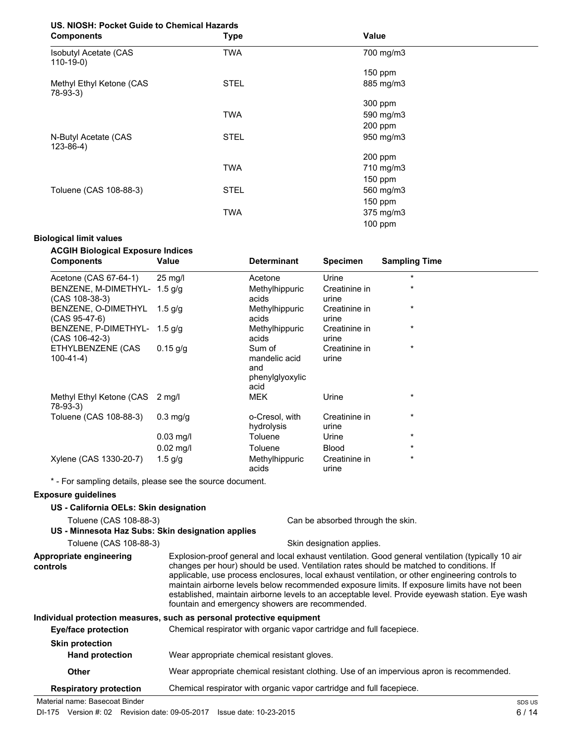**US. NIOSH: Pocket Guide to Chemical Hazards**

| Components | Type | Value |
|---|---|---|
| Isobutyl Acetate (CAS 110-19-0) | TWA | 700 mg/m3 |
| | | 150 ppm |
| Methyl Ethyl Ketone (CAS 78-93-3) | STEL | 885 mg/m3 |
| | | 300 ppm |
| | TWA | 590 mg/m3 |
| | | 200 ppm |
| N-Butyl Acetate (CAS 123-86-4) | STEL | 950 mg/m3 |
| | | 200 ppm |
| | TWA | 710 mg/m3 |
| | | 150 ppm |
| Toluene (CAS 108-88-3) | STEL | 560 mg/m3 |
| | | 150 ppm |
| | TWA | 375 mg/m3 |
| | | 100 ppm |

**Biological limit values**

**ACGIH Biological Exposure Indices**

| Components | Value | Determinant | Specimen | Sampling Time |
|---|---|---|---|---|
| Acetone (CAS 67-64-1) | 25 mg/l | Acetone | Urine | * |
| BENZENE, M-DIMETHYL- (CAS 108-38-3) | 1.5 g/g | Methylhippuric acids | Creatinine in urine | * |
| BENZENE, O-DIMETHYL (CAS 95-47-6) | 1.5 g/g | Methylhippuric acids | Creatinine in urine | * |
| BENZENE, P-DIMETHYL- (CAS 106-42-3) | 1.5 g/g | Methylhippuric acids | Creatinine in urine | * |
| ETHYLBENZENE (CAS 100-41-4) | 0.15 g/g | Sum of mandelic acid and phenylglyoxylic acid | Creatinine in urine | * |
| Methyl Ethyl Ketone (CAS 78-93-3) | 2 mg/l | MEK | Urine | * |
| Toluene (CAS 108-88-3) | 0.3 mg/g | o-Cresol, with hydrolysis | Creatinine in urine | * |
| | 0.03 mg/l | Toluene | Urine | * |
| | 0.02 mg/l | Toluene | Blood | * |
| Xylene (CAS 1330-20-7) | 1.5 g/g | Methylhippuric acids | Creatinine in urine | * |

* - For sampling details, please see the source document.

**Exposure guidelines**

**US - California OELs: Skin designation**

Toluene (CAS 108-88-3) — Can be absorbed through the skin.

**US - Minnesota Haz Subs: Skin designation applies**

Toluene (CAS 108-88-3) — Skin designation applies.

**Appropriate engineering controls**

Explosion-proof general and local exhaust ventilation. Good general ventilation (typically 10 air changes per hour) should be used. Ventilation rates should be matched to conditions. If applicable, use process enclosures, local exhaust ventilation, or other engineering controls to maintain airborne levels below recommended exposure limits. If exposure limits have not been established, maintain airborne levels to an acceptable level. Provide eyewash station. Eye wash fountain and emergency showers are recommended.

**Individual protection measures, such as personal protective equipment**

**Eye/face protection** — Chemical respirator with organic vapor cartridge and full facepiece.

**Skin protection**

**Hand protection** — Wear appropriate chemical resistant gloves.

**Other** — Wear appropriate chemical resistant clothing. Use of an impervious apron is recommended.

**Respiratory protection** — Chemical respirator with organic vapor cartridge and full facepiece.

Material name: Basecoat Binder

DI-175 Version #: 02 Revision date: 09-05-2017 Issue date: 10-23-2015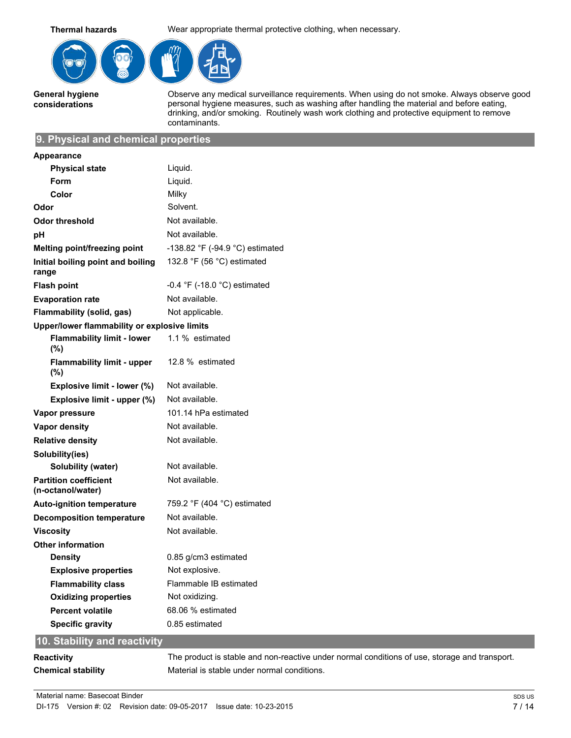| | |
|---|---|
| **Thermal hazards** | Wear appropriate thermal protective clothing, when necessary. |
| **General hygiene considerations** | Observe any medical surveillance requirements. When using do not smoke. Always observe good personal hygiene measures, such as washing after handling the material and before eating, drinking, and/or smoking. Routinely wash work clothing and protective equipment to remove contaminants. |

## 9. Physical and chemical properties

| | |
|---|---|
| **Appearance** | |
| **Physical state** | Liquid. |
| **Form** | Liquid. |
| **Color** | Milky |
| **Odor** | Solvent. |
| **Odor threshold** | Not available. |
| **pH** | Not available. |
| **Melting point/freezing point** | -138.82 °F (-94.9 °C) estimated |
| **Initial boiling point and boiling range** | 132.8 °F (56 °C) estimated |
| **Flash point** | -0.4 °F (-18.0 °C) estimated |
| **Evaporation rate** | Not available. |
| **Flammability (solid, gas)** | Not applicable. |
| **Upper/lower flammability or explosive limits** | |
| **Flammability limit - lower (%)** | 1.1 % estimated |
| **Flammability limit - upper (%)** | 12.8 % estimated |
| **Explosive limit - lower (%)** | Not available. |
| **Explosive limit - upper (%)** | Not available. |
| **Vapor pressure** | 101.14 hPa estimated |
| **Vapor density** | Not available. |
| **Relative density** | Not available. |
| **Solubility(ies)** | |
| **Solubility (water)** | Not available. |
| **Partition coefficient (n-octanol/water)** | Not available. |
| **Auto-ignition temperature** | 759.2 °F (404 °C) estimated |
| **Decomposition temperature** | Not available. |
| **Viscosity** | Not available. |
| **Other information** | |
| **Density** | 0.85 g/cm3 estimated |
| **Explosive properties** | Not explosive. |
| **Flammability class** | Flammable IB estimated |
| **Oxidizing properties** | Not oxidizing. |
| **Percent volatile** | 68.06 % estimated |
| **Specific gravity** | 0.85 estimated |

## 10. Stability and reactivity

| | |
|---|---|
| **Reactivity** | The product is stable and non-reactive under normal conditions of use, storage and transport. |
| **Chemical stability** | Material is stable under normal conditions. |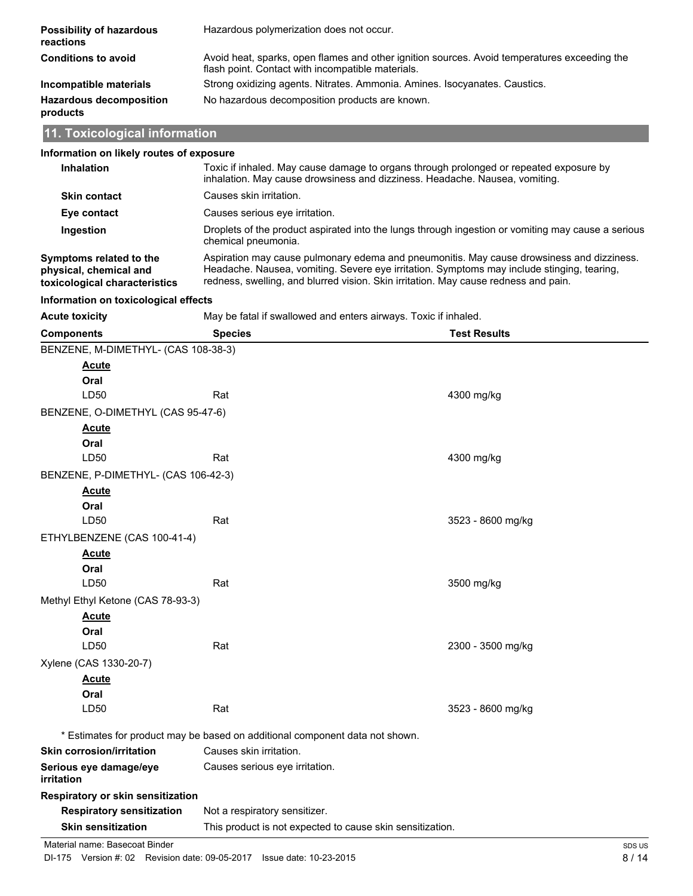| | |
|---|---|
| **Possibility of hazardous reactions** | Hazardous polymerization does not occur. |
| **Conditions to avoid** | Avoid heat, sparks, open flames and other ignition sources. Avoid temperatures exceeding the flash point. Contact with incompatible materials. |
| **Incompatible materials** | Strong oxidizing agents. Nitrates. Ammonia. Amines. Isocyanates. Caustics. |
| **Hazardous decomposition products** | No hazardous decomposition products are known. |

## 11. Toxicological information

**Information on likely routes of exposure**

| | |
|---|---|
| **Inhalation** | Toxic if inhaled. May cause damage to organs through prolonged or repeated exposure by inhalation. May cause drowsiness and dizziness. Headache. Nausea, vomiting. |
| **Skin contact** | Causes skin irritation. |
| **Eye contact** | Causes serious eye irritation. |
| **Ingestion** | Droplets of the product aspirated into the lungs through ingestion or vomiting may cause a serious chemical pneumonia. |
| **Symptoms related to the physical, chemical and toxicological characteristics** | Aspiration may cause pulmonary edema and pneumonitis. May cause drowsiness and dizziness. Headache. Nausea, vomiting. Severe eye irritation. Symptoms may include stinging, tearing, redness, swelling, and blurred vision. Skin irritation. May cause redness and pain. |

**Information on toxicological effects**

**Acute toxicity** May be fatal if swallowed and enters airways. Toxic if inhaled.

| Components | Species | Test Results |
|---|---|---|
| BENZENE, M-DIMETHYL- (CAS 108-38-3) | | |
| **Acute** | | |
| **Oral** | | |
| LD50 | Rat | 4300 mg/kg |
| BENZENE, O-DIMETHYL (CAS 95-47-6) | | |
| **Acute** | | |
| **Oral** | | |
| LD50 | Rat | 4300 mg/kg |
| BENZENE, P-DIMETHYL- (CAS 106-42-3) | | |
| **Acute** | | |
| **Oral** | | |
| LD50 | Rat | 3523 - 8600 mg/kg |
| ETHYLBENZENE (CAS 100-41-4) | | |
| **Acute** | | |
| **Oral** | | |
| LD50 | Rat | 3500 mg/kg |
| Methyl Ethyl Ketone (CAS 78-93-3) | | |
| **Acute** | | |
| **Oral** | | |
| LD50 | Rat | 2300 - 3500 mg/kg |
| Xylene (CAS 1330-20-7) | | |
| **Acute** | | |
| **Oral** | | |
| LD50 | Rat | 3523 - 8600 mg/kg |

* Estimates for product may be based on additional component data not shown.

| | |
|---|---|
| **Skin corrosion/irritation** | Causes skin irritation. |
| **Serious eye damage/eye irritation** | Causes serious eye irritation. |

**Respiratory or skin sensitization**

| | |
|---|---|
| **Respiratory sensitization** | Not a respiratory sensitizer. |
| **Skin sensitization** | This product is not expected to cause skin sensitization. |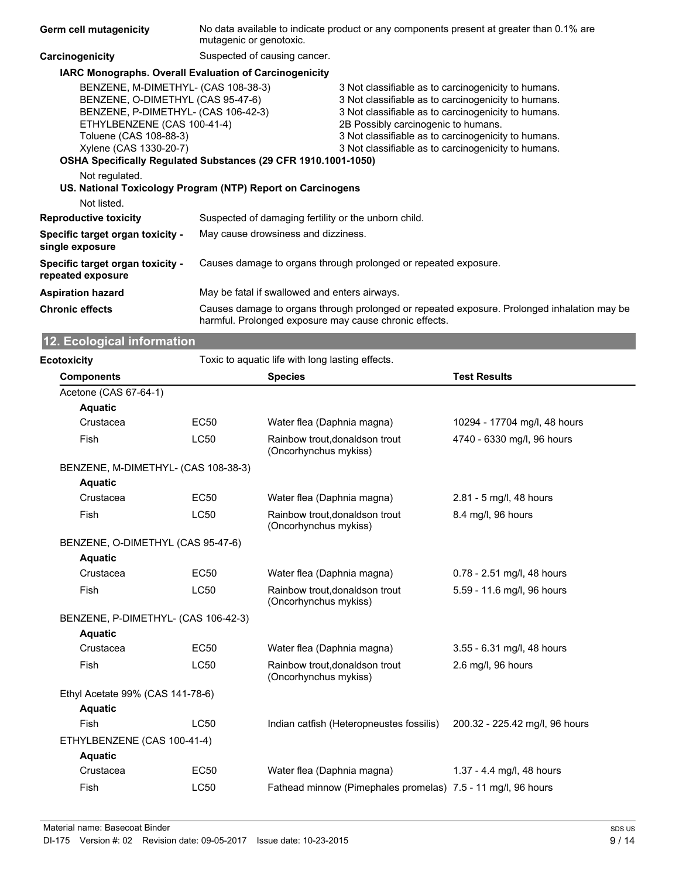**Germ cell mutagenicity** No data available to indicate product or any components present at greater than 0.1% are mutagenic or genotoxic.

**Carcinogenicity** Suspected of causing cancer.

**IARC Monographs. Overall Evaluation of Carcinogenicity**

| | |
|---|---|
| BENZENE, M-DIMETHYL- (CAS 108-38-3) | 3 Not classifiable as to carcinogenicity to humans. |
| BENZENE, O-DIMETHYL (CAS 95-47-6) | 3 Not classifiable as to carcinogenicity to humans. |
| BENZENE, P-DIMETHYL- (CAS 106-42-3) | 3 Not classifiable as to carcinogenicity to humans. |
| ETHYLBENZENE (CAS 100-41-4) | 2B Possibly carcinogenic to humans. |
| Toluene (CAS 108-88-3) | 3 Not classifiable as to carcinogenicity to humans. |
| Xylene (CAS 1330-20-7) | 3 Not classifiable as to carcinogenicity to humans. |

**OSHA Specifically Regulated Substances (29 CFR 1910.1001-1050)**

Not regulated.

**US. National Toxicology Program (NTP) Report on Carcinogens**

Not listed.

**Reproductive toxicity** Suspected of damaging fertility or the unborn child.

**Specific target organ toxicity - single exposure** May cause drowsiness and dizziness.

**Specific target organ toxicity - repeated exposure** Causes damage to organs through prolonged or repeated exposure.

**Aspiration hazard** May be fatal if swallowed and enters airways.

**Chronic effects** Causes damage to organs through prolonged or repeated exposure. Prolonged inhalation may be harmful. Prolonged exposure may cause chronic effects.

## 12. Ecological information

**Ecotoxicity** Toxic to aquatic life with long lasting effects.

| Components | | Species | Test Results |
|---|---|---|---|
| Acetone (CAS 67-64-1) | | | |
| **Aquatic** | | | |
| Crustacea | EC50 | Water flea (Daphnia magna) | 10294 - 17704 mg/l, 48 hours |
| Fish | LC50 | Rainbow trout,donaldson trout (Oncorhynchus mykiss) | 4740 - 6330 mg/l, 96 hours |
| BENZENE, M-DIMETHYL- (CAS 108-38-3) | | | |
| **Aquatic** | | | |
| Crustacea | EC50 | Water flea (Daphnia magna) | 2.81 - 5 mg/l, 48 hours |
| Fish | LC50 | Rainbow trout,donaldson trout (Oncorhynchus mykiss) | 8.4 mg/l, 96 hours |
| BENZENE, O-DIMETHYL (CAS 95-47-6) | | | |
| **Aquatic** | | | |
| Crustacea | EC50 | Water flea (Daphnia magna) | 0.78 - 2.51 mg/l, 48 hours |
| Fish | LC50 | Rainbow trout,donaldson trout (Oncorhynchus mykiss) | 5.59 - 11.6 mg/l, 96 hours |
| BENZENE, P-DIMETHYL- (CAS 106-42-3) | | | |
| **Aquatic** | | | |
| Crustacea | EC50 | Water flea (Daphnia magna) | 3.55 - 6.31 mg/l, 48 hours |
| Fish | LC50 | Rainbow trout,donaldson trout (Oncorhynchus mykiss) | 2.6 mg/l, 96 hours |
| Ethyl Acetate 99% (CAS 141-78-6) | | | |
| **Aquatic** | | | |
| Fish | LC50 | Indian catfish (Heteropneustes fossilis) | 200.32 - 225.42 mg/l, 96 hours |
| ETHYLBENZENE (CAS 100-41-4) | | | |
| **Aquatic** | | | |
| Crustacea | EC50 | Water flea (Daphnia magna) | 1.37 - 4.4 mg/l, 48 hours |
| Fish | LC50 | Fathead minnow (Pimephales promelas) | 7.5 - 11 mg/l, 96 hours |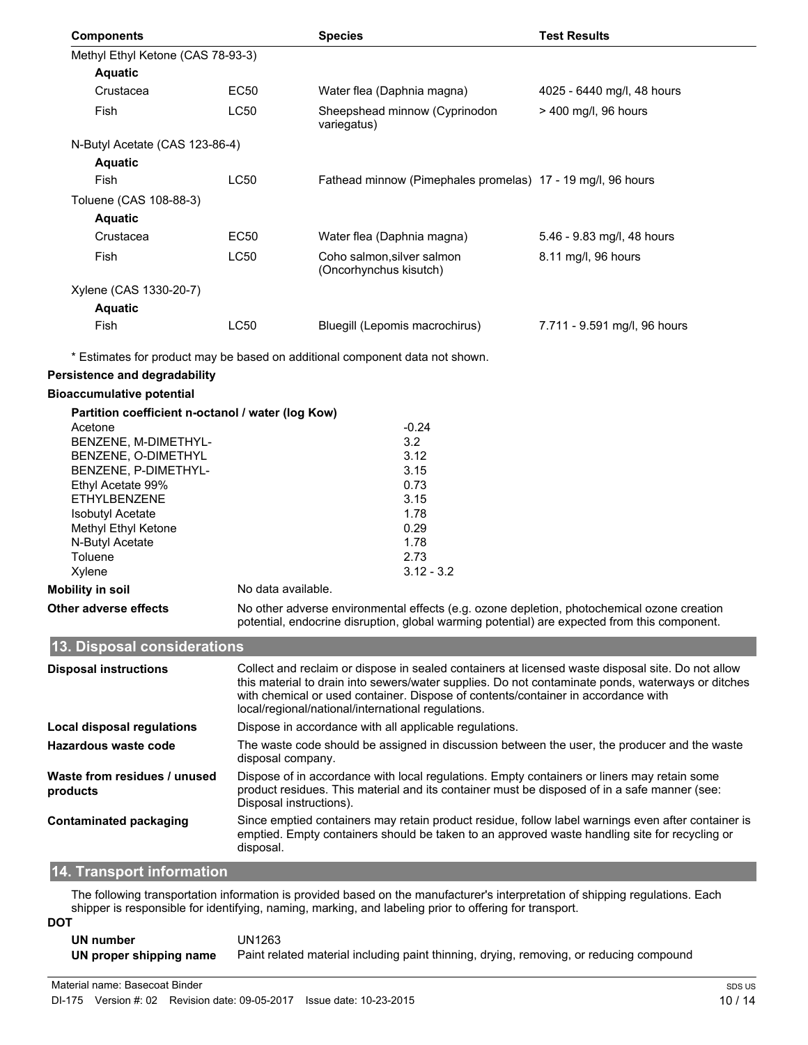| Components | | Species | Test Results |
|---|---|---|---|
| Methyl Ethyl Ketone (CAS 78-93-3) | | | |
| **Aquatic** | | | |
| Crustacea | EC50 | Water flea (Daphnia magna) | 4025 - 6440 mg/l, 48 hours |
| Fish | LC50 | Sheepshead minnow (Cyprinodon variegatus) | > 400 mg/l, 96 hours |
| N-Butyl Acetate (CAS 123-86-4) | | | |
| **Aquatic** | | | |
| Fish | LC50 | Fathead minnow (Pimephales promelas) | 17 - 19 mg/l, 96 hours |
| Toluene (CAS 108-88-3) | | | |
| **Aquatic** | | | |
| Crustacea | EC50 | Water flea (Daphnia magna) | 5.46 - 9.83 mg/l, 48 hours |
| Fish | LC50 | Coho salmon,silver salmon (Oncorhynchus kisutch) | 8.11 mg/l, 96 hours |
| Xylene (CAS 1330-20-7) | | | |
| **Aquatic** | | | |
| Fish | LC50 | Bluegill (Lepomis macrochirus) | 7.711 - 9.591 mg/l, 96 hours |

* Estimates for product may be based on additional component data not shown.

**Persistence and degradability**

**Bioaccumulative potential**

**Partition coefficient n-octanol / water (log Kow)**

| | |
|---|---|
| Acetone | -0.24 |
| BENZENE, M-DIMETHYL- | 3.2 |
| BENZENE, O-DIMETHYL | 3.12 |
| BENZENE, P-DIMETHYL- | 3.15 |
| Ethyl Acetate 99% | 0.73 |
| ETHYLBENZENE | 3.15 |
| Isobutyl Acetate | 1.78 |
| Methyl Ethyl Ketone | 0.29 |
| N-Butyl Acetate | 1.78 |
| Toluene | 2.73 |
| Xylene | 3.12 - 3.2 |

**Mobility in soil** No data available.

**Other adverse effects** No other adverse environmental effects (e.g. ozone depletion, photochemical ozone creation potential, endocrine disruption, global warming potential) are expected from this component.

## 13. Disposal considerations

**Disposal instructions** Collect and reclaim or dispose in sealed containers at licensed waste disposal site. Do not allow this material to drain into sewers/water supplies. Do not contaminate ponds, waterways or ditches with chemical or used container. Dispose of contents/container in accordance with local/regional/national/international regulations.

**Local disposal regulations** Dispose in accordance with all applicable regulations.

**Hazardous waste code** The waste code should be assigned in discussion between the user, the producer and the waste disposal company.

**Waste from residues / unused products** Dispose of in accordance with local regulations. Empty containers or liners may retain some product residues. This material and its container must be disposed of in a safe manner (see: Disposal instructions).

**Contaminated packaging** Since emptied containers may retain product residue, follow label warnings even after container is emptied. Empty containers should be taken to an approved waste handling site for recycling or disposal.

## 14. Transport information

The following transportation information is provided based on the manufacturer's interpretation of shipping regulations. Each shipper is responsible for identifying, naming, marking, and labeling prior to offering for transport.

**DOT**

**UN number** UN1263

**UN proper shipping name** Paint related material including paint thinning, drying, removing, or reducing compound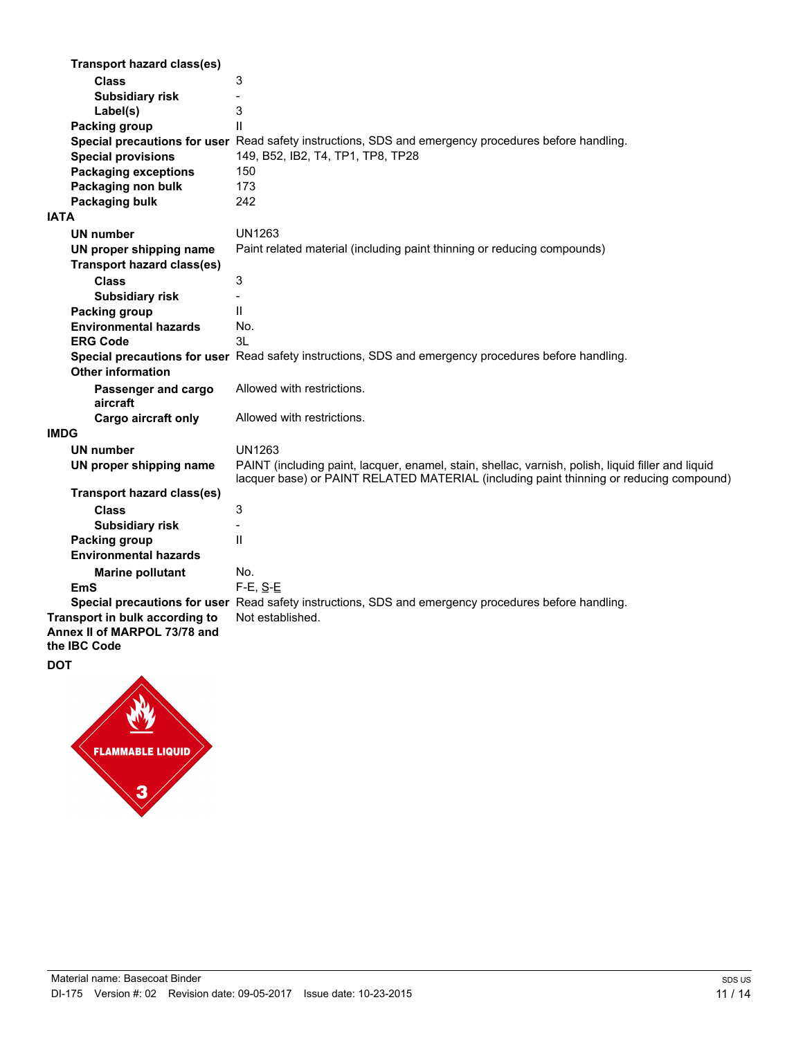**Transport hazard class(es)**

**Class** 3

**Subsidiary risk** -

**Label(s)** 3

**Packing group** II

**Special precautions for user** Read safety instructions, SDS and emergency procedures before handling.

**Special provisions** 149, B52, IB2, T4, TP1, TP8, TP28

**Packaging exceptions** 150

**Packaging non bulk** 173

**Packaging bulk** 242

**IATA**

**UN number** UN1263

**UN proper shipping name** Paint related material (including paint thinning or reducing compounds)

**Transport hazard class(es)**

**Class** 3

**Subsidiary risk** -

**Packing group** II

**Environmental hazards** No.

**ERG Code** 3L

**Special precautions for user** Read safety instructions, SDS and emergency procedures before handling.

**Other information**

**Passenger and cargo aircraft** Allowed with restrictions.

**Cargo aircraft only** Allowed with restrictions.

**IMDG**

**UN number** UN1263

**UN proper shipping name** PAINT (including paint, lacquer, enamel, stain, shellac, varnish, polish, liquid filler and liquid lacquer base) or PAINT RELATED MATERIAL (including paint thinning or reducing compound)

**Transport hazard class(es)**

**Class** 3

**Subsidiary risk** -

**Packing group** II

**Environmental hazards**

**Marine pollutant** No.

**EmS** F-E, S-E

**Special precautions for user** Read safety instructions, SDS and emergency procedures before handling.

**Transport in bulk according to Annex II of MARPOL 73/78 and the IBC Code** Not established.

**DOT**

FLAMMABLE LIQUID

3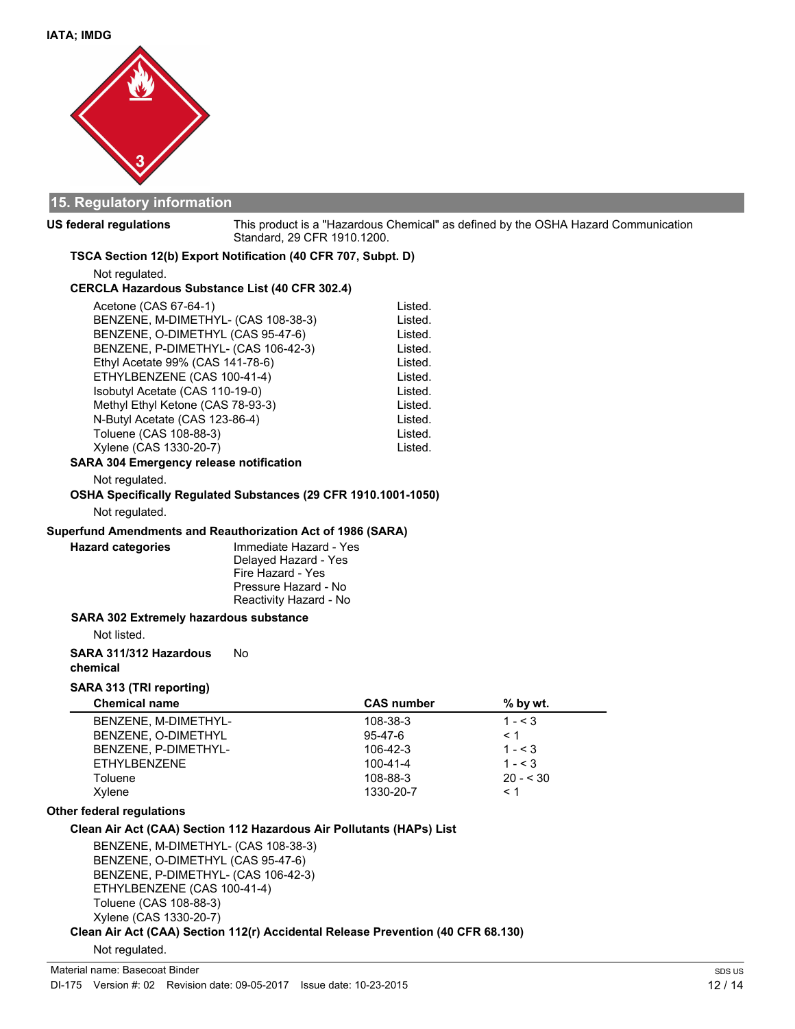**IATA; IMDG**

## 15. Regulatory information

**US federal regulations**

This product is a "Hazardous Chemical" as defined by the OSHA Hazard Communication Standard, 29 CFR 1910.1200.

**TSCA Section 12(b) Export Notification (40 CFR 707, Subpt. D)**

Not regulated.

**CERCLA Hazardous Substance List (40 CFR 302.4)**

| | |
|---|---|
| Acetone (CAS 67-64-1) | Listed. |
| BENZENE, M-DIMETHYL- (CAS 108-38-3) | Listed. |
| BENZENE, O-DIMETHYL (CAS 95-47-6) | Listed. |
| BENZENE, P-DIMETHYL- (CAS 106-42-3) | Listed. |
| Ethyl Acetate 99% (CAS 141-78-6) | Listed. |
| ETHYLBENZENE (CAS 100-41-4) | Listed. |
| Isobutyl Acetate (CAS 110-19-0) | Listed. |
| Methyl Ethyl Ketone (CAS 78-93-3) | Listed. |
| N-Butyl Acetate (CAS 123-86-4) | Listed. |
| Toluene (CAS 108-88-3) | Listed. |
| Xylene (CAS 1330-20-7) | Listed. |

**SARA 304 Emergency release notification**

Not regulated.

**OSHA Specifically Regulated Substances (29 CFR 1910.1001-1050)**

Not regulated.

**Superfund Amendments and Reauthorization Act of 1986 (SARA)**

**Hazard categories**

Immediate Hazard - Yes
Delayed Hazard - Yes
Fire Hazard - Yes
Pressure Hazard - No
Reactivity Hazard - No

**SARA 302 Extremely hazardous substance**

Not listed.

**SARA 311/312 Hazardous chemical** No

**SARA 313 (TRI reporting)**

| Chemical name | CAS number | % by wt. |
|---|---|---|
| BENZENE, M-DIMETHYL- | 108-38-3 | 1 - < 3 |
| BENZENE, O-DIMETHYL | 95-47-6 | < 1 |
| BENZENE, P-DIMETHYL- | 106-42-3 | 1 - < 3 |
| ETHYLBENZENE | 100-41-4 | 1 - < 3 |
| Toluene | 108-88-3 | 20 - < 30 |
| Xylene | 1330-20-7 | < 1 |

**Other federal regulations**

**Clean Air Act (CAA) Section 112 Hazardous Air Pollutants (HAPs) List**

BENZENE, M-DIMETHYL- (CAS 108-38-3)
BENZENE, O-DIMETHYL (CAS 95-47-6)
BENZENE, P-DIMETHYL- (CAS 106-42-3)
ETHYLBENZENE (CAS 100-41-4)
Toluene (CAS 108-88-3)
Xylene (CAS 1330-20-7)

**Clean Air Act (CAA) Section 112(r) Accidental Release Prevention (40 CFR 68.130)**

Not regulated.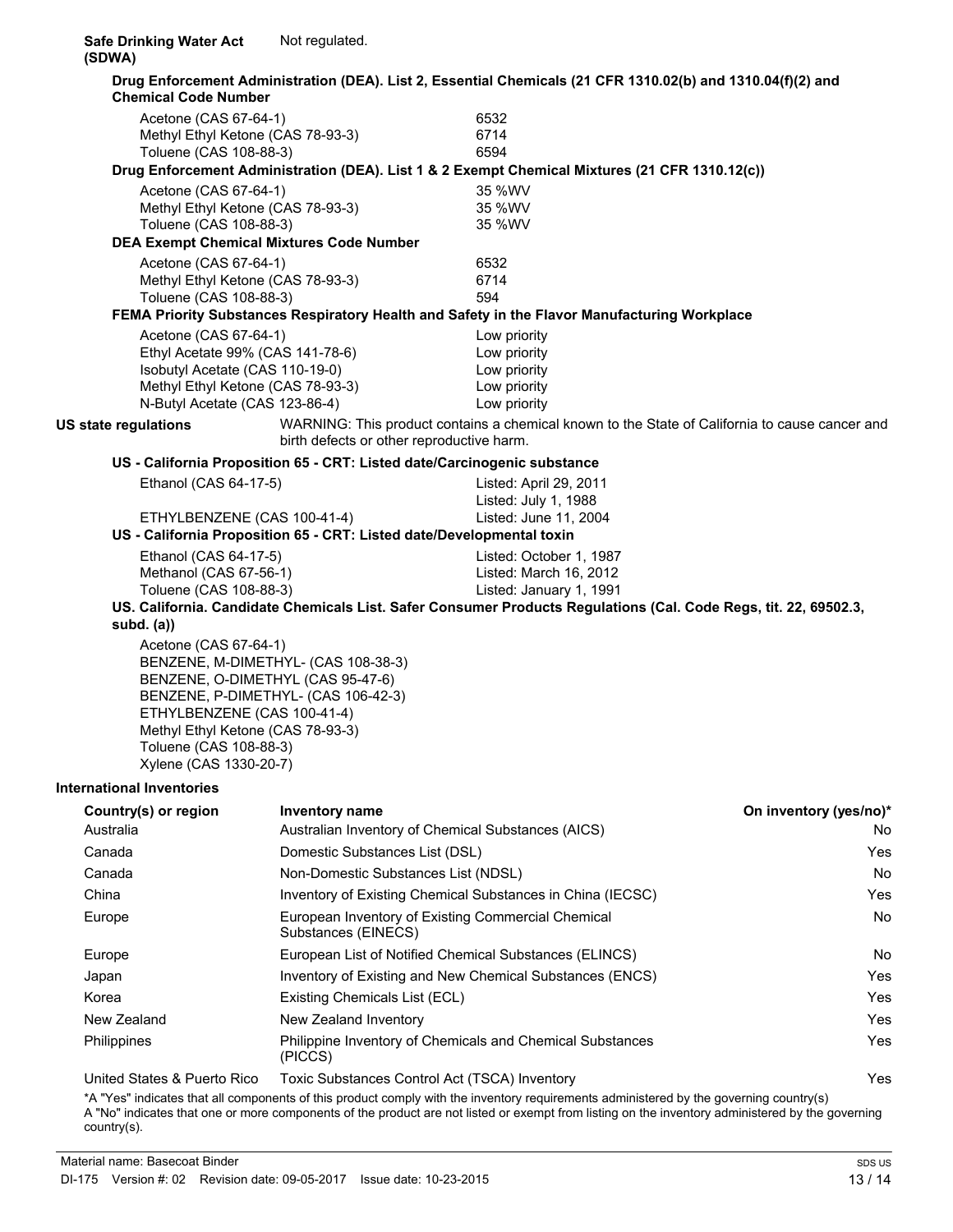**Safe Drinking Water Act (SDWA)** Not regulated.

**Drug Enforcement Administration (DEA). List 2, Essential Chemicals (21 CFR 1310.02(b) and 1310.04(f)(2) and Chemical Code Number**

| | |
|---|---|
| Acetone (CAS 67-64-1) | 6532 |
| Methyl Ethyl Ketone (CAS 78-93-3) | 6714 |
| Toluene (CAS 108-88-3) | 6594 |

**Drug Enforcement Administration (DEA). List 1 & 2 Exempt Chemical Mixtures (21 CFR 1310.12(c))**

| | |
|---|---|
| Acetone (CAS 67-64-1) | 35 %WV |
| Methyl Ethyl Ketone (CAS 78-93-3) | 35 %WV |
| Toluene (CAS 108-88-3) | 35 %WV |

**DEA Exempt Chemical Mixtures Code Number**

| | |
|---|---|
| Acetone (CAS 67-64-1) | 6532 |
| Methyl Ethyl Ketone (CAS 78-93-3) | 6714 |
| Toluene (CAS 108-88-3) | 594 |

**FEMA Priority Substances Respiratory Health and Safety in the Flavor Manufacturing Workplace**

| | |
|---|---|
| Acetone (CAS 67-64-1) | Low priority |
| Ethyl Acetate 99% (CAS 141-78-6) | Low priority |
| Isobutyl Acetate (CAS 110-19-0) | Low priority |
| Methyl Ethyl Ketone (CAS 78-93-3) | Low priority |
| N-Butyl Acetate (CAS 123-86-4) | Low priority |

**US state regulations** WARNING: This product contains a chemical known to the State of California to cause cancer and birth defects or other reproductive harm.

**US - California Proposition 65 - CRT: Listed date/Carcinogenic substance**

| | |
|---|---|
| Ethanol (CAS 64-17-5) | Listed: April 29, 2011<br>Listed: July 1, 1988 |
| ETHYLBENZENE (CAS 100-41-4) | Listed: June 11, 2004 |

**US - California Proposition 65 - CRT: Listed date/Developmental toxin**

| | |
|---|---|
| Ethanol (CAS 64-17-5) | Listed: October 1, 1987 |
| Methanol (CAS 67-56-1) | Listed: March 16, 2012 |
| Toluene (CAS 108-88-3) | Listed: January 1, 1991 |

**US. California. Candidate Chemicals List. Safer Consumer Products Regulations (Cal. Code Regs, tit. 22, 69502.3, subd. (a))**

Acetone (CAS 67-64-1)
BENZENE, M-DIMETHYL- (CAS 108-38-3)
BENZENE, O-DIMETHYL (CAS 95-47-6)
BENZENE, P-DIMETHYL- (CAS 106-42-3)
ETHYLBENZENE (CAS 100-41-4)
Methyl Ethyl Ketone (CAS 78-93-3)
Toluene (CAS 108-88-3)
Xylene (CAS 1330-20-7)

**International Inventories**

| Country(s) or region | Inventory name | On inventory (yes/no)* |
|---|---|---|
| Australia | Australian Inventory of Chemical Substances (AICS) | No |
| Canada | Domestic Substances List (DSL) | Yes |
| Canada | Non-Domestic Substances List (NDSL) | No |
| China | Inventory of Existing Chemical Substances in China (IECSC) | Yes |
| Europe | European Inventory of Existing Commercial Chemical Substances (EINECS) | No |
| Europe | European List of Notified Chemical Substances (ELINCS) | No |
| Japan | Inventory of Existing and New Chemical Substances (ENCS) | Yes |
| Korea | Existing Chemicals List (ECL) | Yes |
| New Zealand | New Zealand Inventory | Yes |
| Philippines | Philippine Inventory of Chemicals and Chemical Substances (PICCS) | Yes |
| United States & Puerto Rico | Toxic Substances Control Act (TSCA) Inventory | Yes |

*A "Yes" indicates that all components of this product comply with the inventory requirements administered by the governing country(s)
A "No" indicates that one or more components of the product are not listed or exempt from listing on the inventory administered by the governing country(s).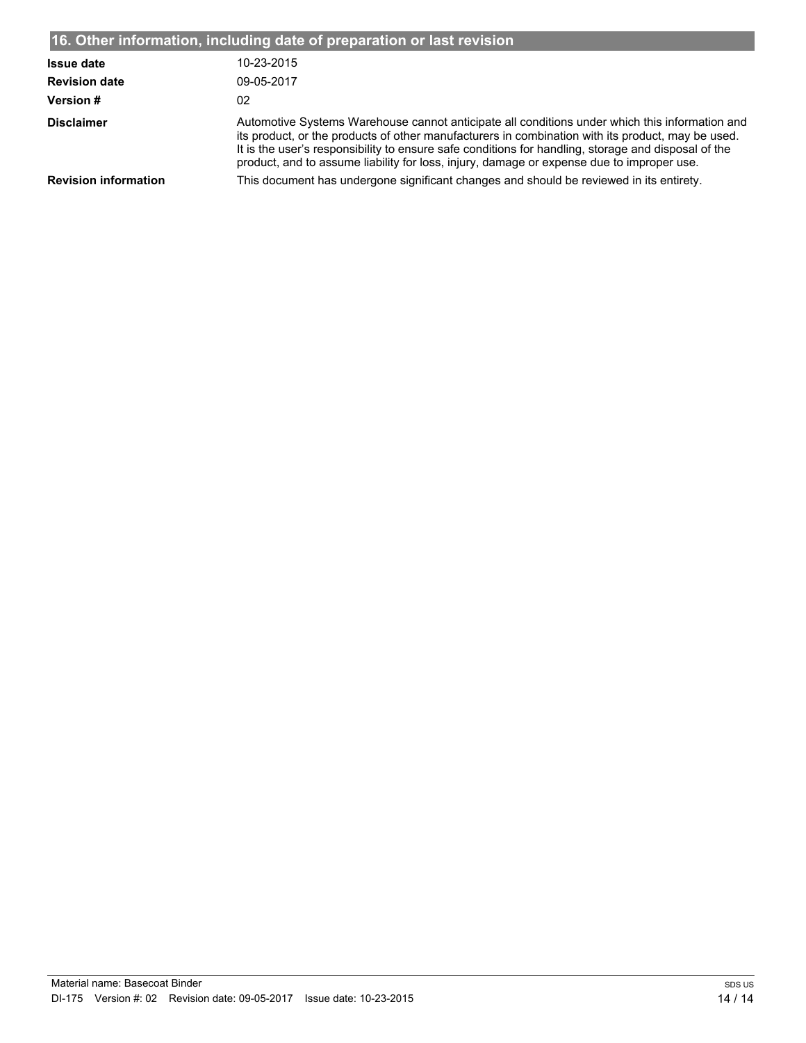## 16. Other information, including date of preparation or last revision

| | |
|---|---|
| **Issue date** | 10-23-2015 |
| **Revision date** | 09-05-2017 |
| **Version #** | 02 |
| **Disclaimer** | Automotive Systems Warehouse cannot anticipate all conditions under which this information and its product, or the products of other manufacturers in combination with its product, may be used. It is the user's responsibility to ensure safe conditions for handling, storage and disposal of the product, and to assume liability for loss, injury, damage or expense due to improper use. |
| **Revision information** | This document has undergone significant changes and should be reviewed in its entirety. |